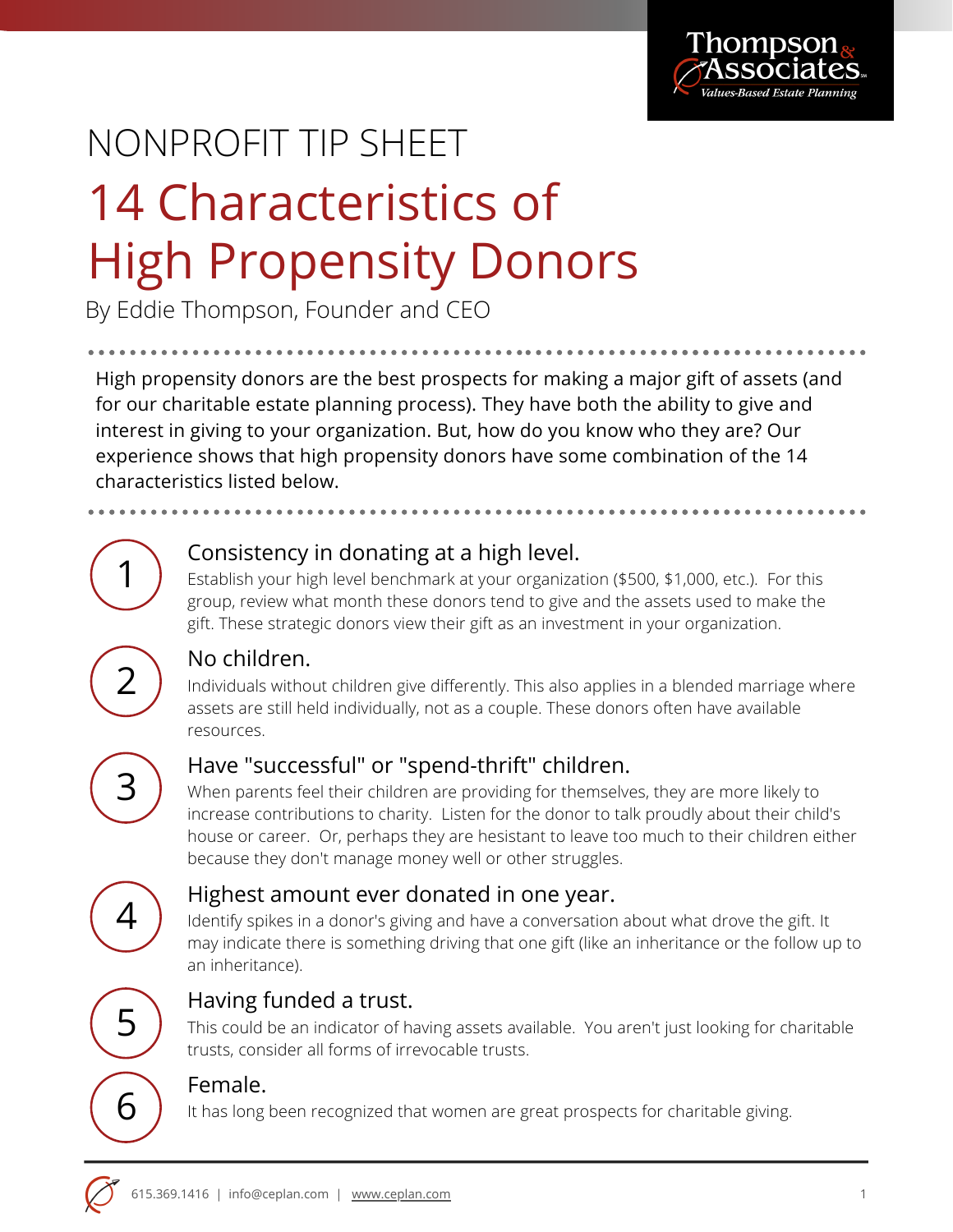Thompson & Associates
*Values-Based Estate Planning*

NONPROFIT TIP SHEET

# 14 Characteristics of High Propensity Donors

By Eddie Thompson, Founder and CEO

High propensity donors are the best prospects for making a major gift of assets (and for our charitable estate planning process). They have both the ability to give and interest in giving to your organization. But, how do you know who they are? Our experience shows that high propensity donors have some combination of the 14 characteristics listed below.

### 1. Consistency in donating at a high level.

Establish your high level benchmark at your organization ($500, $1,000, etc.). For this group, review what month these donors tend to give and the assets used to make the gift. These strategic donors view their gift as an investment in your organization.

### 2. No children.

Individuals without children give differently. This also applies in a blended marriage where assets are still held individually, not as a couple. These donors often have available resources.

### 3. Have "successful" or "spend-thrift" children.

When parents feel their children are providing for themselves, they are more likely to increase contributions to charity. Listen for the donor to talk proudly about their child's house or career. Or, perhaps they are hesistant to leave too much to their children either because they don't manage money well or other struggles.

### 4. Highest amount ever donated in one year.

Identify spikes in a donor's giving and have a conversation about what drove the gift. It may indicate there is something driving that one gift (like an inheritance or the follow up to an inheritance).

### 5. Having funded a trust.

This could be an indicator of having assets available. You aren't just looking for charitable trusts, consider all forms of irrevocable trusts.

### 6. Female.

It has long been recognized that women are great prospects for charitable giving.

615.369.1416 | info@ceplan.com | www.ceplan.com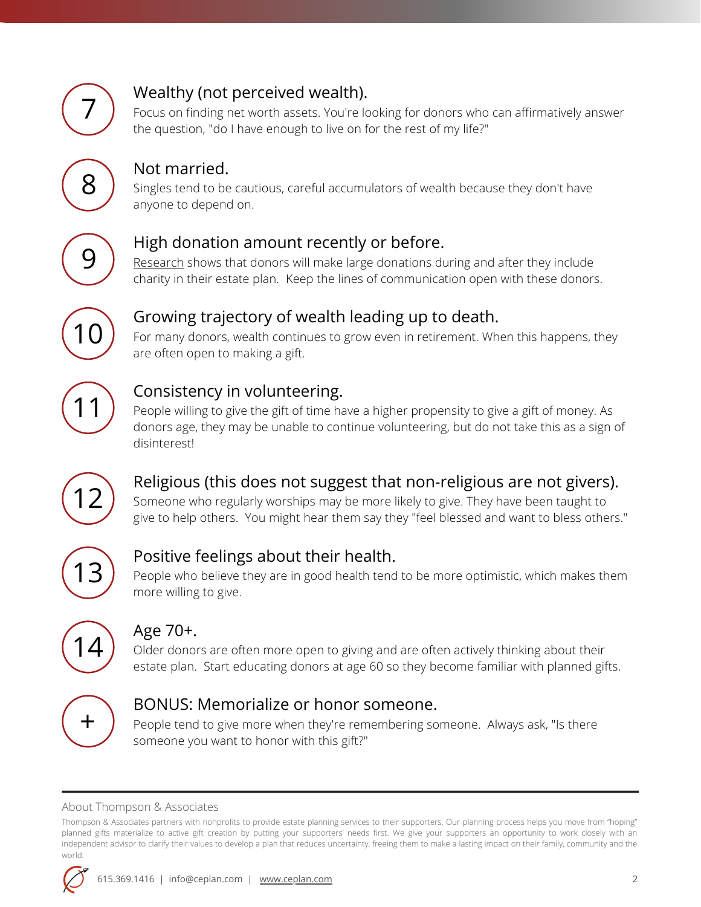7. **Wealthy (not perceived wealth).**
   Focus on finding net worth assets. You're looking for donors who can affirmatively answer the question, "do I have enough to live on for the rest of my life?"

8. **Not married.**
   Singles tend to be cautious, careful accumulators of wealth because they don't have anyone to depend on.

9. **High donation amount recently or before.**
   Research shows that donors will make large donations during and after they include charity in their estate plan. Keep the lines of communication open with these donors.

10. **Growing trajectory of wealth leading up to death.**
    For many donors, wealth continues to grow even in retirement. When this happens, they are often open to making a gift.

11. **Consistency in volunteering.**
    People willing to give the gift of time have a higher propensity to give a gift of money. As donors age, they may be unable to continue volunteering, but do not take this as a sign of disinterest!

12. **Religious (this does not suggest that non-religious are not givers).**
    Someone who regularly worships may be more likely to give. They have been taught to give to help others. You might hear them say they "feel blessed and want to bless others."

13. **Positive feelings about their health.**
    People who believe they are in good health tend to be more optimistic, which makes them more willing to give.

14. **Age 70+.**
    Older donors are often more open to giving and are often actively thinking about their estate plan. Start educating donors at age 60 so they become familiar with planned gifts.

\+ **BONUS: Memorialize or honor someone.**
  People tend to give more when they're remembering someone. Always ask, "Is there someone you want to honor with this gift?"

---

## About Thompson & Associates

Thompson & Associates partners with nonprofits to provide estate planning services to their supporters. Our planning process helps you move from "hoping" planned gifts materialize to active gift creation by putting your supporters' needs first. We give your supporters an opportunity to work closely with an independent advisor to clarify their values to develop a plan that reduces uncertainty, freeing them to make a lasting impact on their family, community and the world.

615.369.1416 | info@ceplan.com | www.ceplan.com